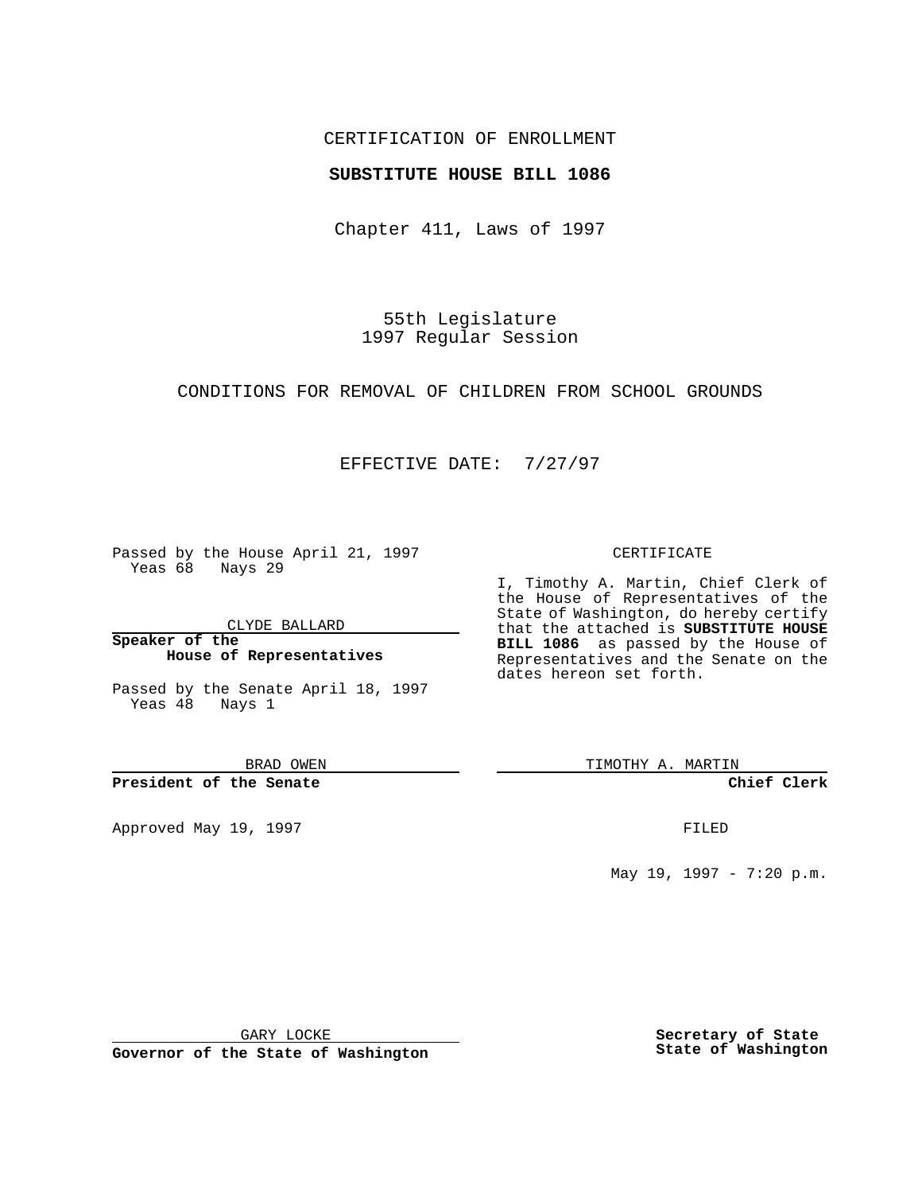CERTIFICATION OF ENROLLMENT

**SUBSTITUTE HOUSE BILL 1086**

Chapter 411, Laws of 1997

55th Legislature
1997 Regular Session

CONDITIONS FOR REMOVAL OF CHILDREN FROM SCHOOL GROUNDS

EFFECTIVE DATE: 7/27/97

Passed by the House April 21, 1997
Yeas 68 Nays 29

CLYDE BALLARD

**Speaker of the House of Representatives**

Passed by the Senate April 18, 1997
Yeas 48 Nays 1

BRAD OWEN

**President of the Senate**

Approved May 19, 1997

GARY LOCKE

**Governor of the State of Washington**

CERTIFICATE

I, Timothy A. Martin, Chief Clerk of the House of Representatives of the State of Washington, do hereby certify that the attached is **SUBSTITUTE HOUSE BILL 1086** as passed by the House of Representatives and the Senate on the dates hereon set forth.

TIMOTHY A. MARTIN

**Chief Clerk**

FILED

May 19, 1997 - 7:20 p.m.

**Secretary of State State of Washington**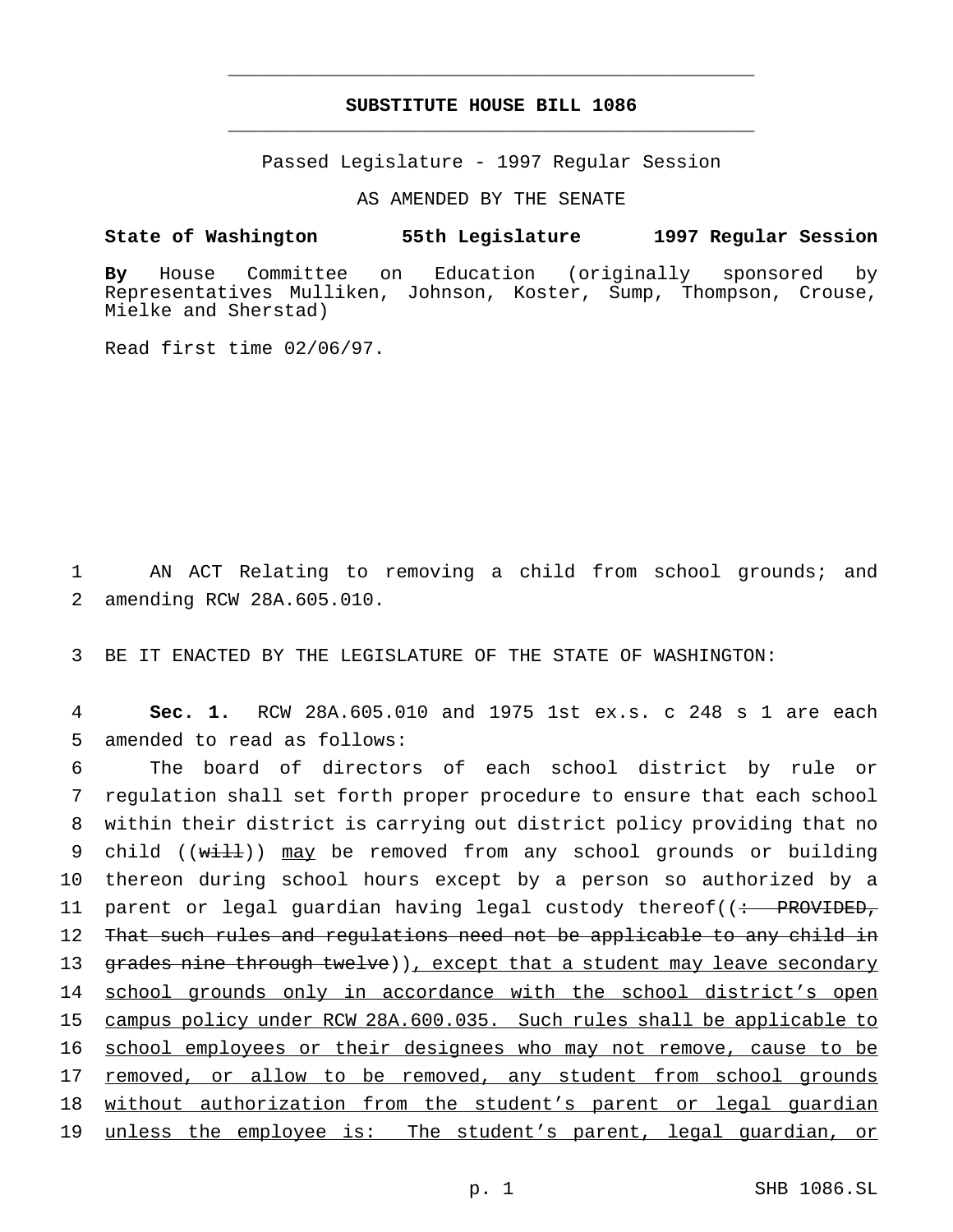**SUBSTITUTE HOUSE BILL 1086**

Passed Legislature - 1997 Regular Session

AS AMENDED BY THE SENATE

**State of Washington 55th Legislature 1997 Regular Session**

**By** House Committee on Education (originally sponsored by Representatives Mulliken, Johnson, Koster, Sump, Thompson, Crouse, Mielke and Sherstad)

Read first time 02/06/97.

1 AN ACT Relating to removing a child from school grounds; and
2 amending RCW 28A.605.010.

3 BE IT ENACTED BY THE LEGISLATURE OF THE STATE OF WASHINGTON:

4 **Sec. 1.** RCW 28A.605.010 and 1975 1st ex.s. c 248 s 1 are each
5 amended to read as follows:

6 The board of directors of each school district by rule or
7 regulation shall set forth proper procedure to ensure that each school
8 within their district is carrying out district policy providing that no
9 child ((~~will~~)) <u>may</u> be removed from any school grounds or building
10 thereon during school hours except by a person so authorized by a
11 parent or legal guardian having legal custody thereof((~~: PROVIDED,~~
12 ~~That such rules and regulations need not be applicable to any child in~~
13 ~~grades nine through twelve~~))<u>, except that a student may leave secondary</u>
14 <u>school grounds only in accordance with the school district's open</u>
15 <u>campus policy under RCW 28A.600.035. Such rules shall be applicable to</u>
16 <u>school employees or their designees who may not remove, cause to be</u>
17 <u>removed, or allow to be removed, any student from school grounds</u>
18 <u>without authorization from the student's parent or legal guardian</u>
19 <u>unless the employee is: The student's parent, legal guardian, or</u>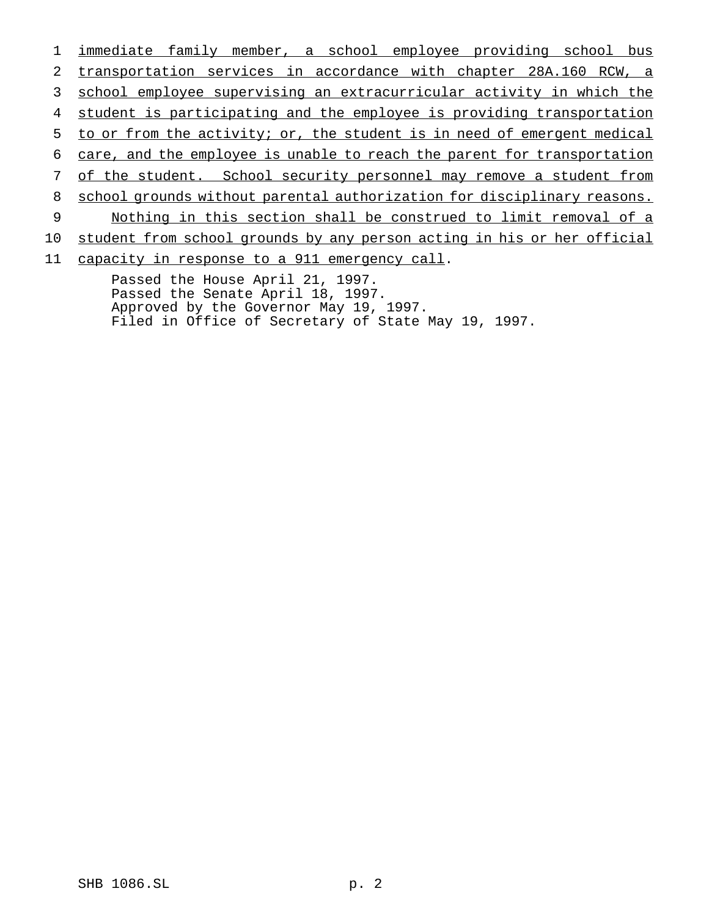immediate family member, a school employee providing school bus transportation services in accordance with chapter 28A.160 RCW, a school employee supervising an extracurricular activity in which the student is participating and the employee is providing transportation to or from the activity; or, the student is in need of emergent medical care, and the employee is unable to reach the parent for transportation of the student. School security personnel may remove a student from school grounds without parental authorization for disciplinary reasons.

Nothing in this section shall be construed to limit removal of a student from school grounds by any person acting in his or her official capacity in response to a 911 emergency call.

Passed the House April 21, 1997.
Passed the Senate April 18, 1997.
Approved by the Governor May 19, 1997.
Filed in Office of Secretary of State May 19, 1997.